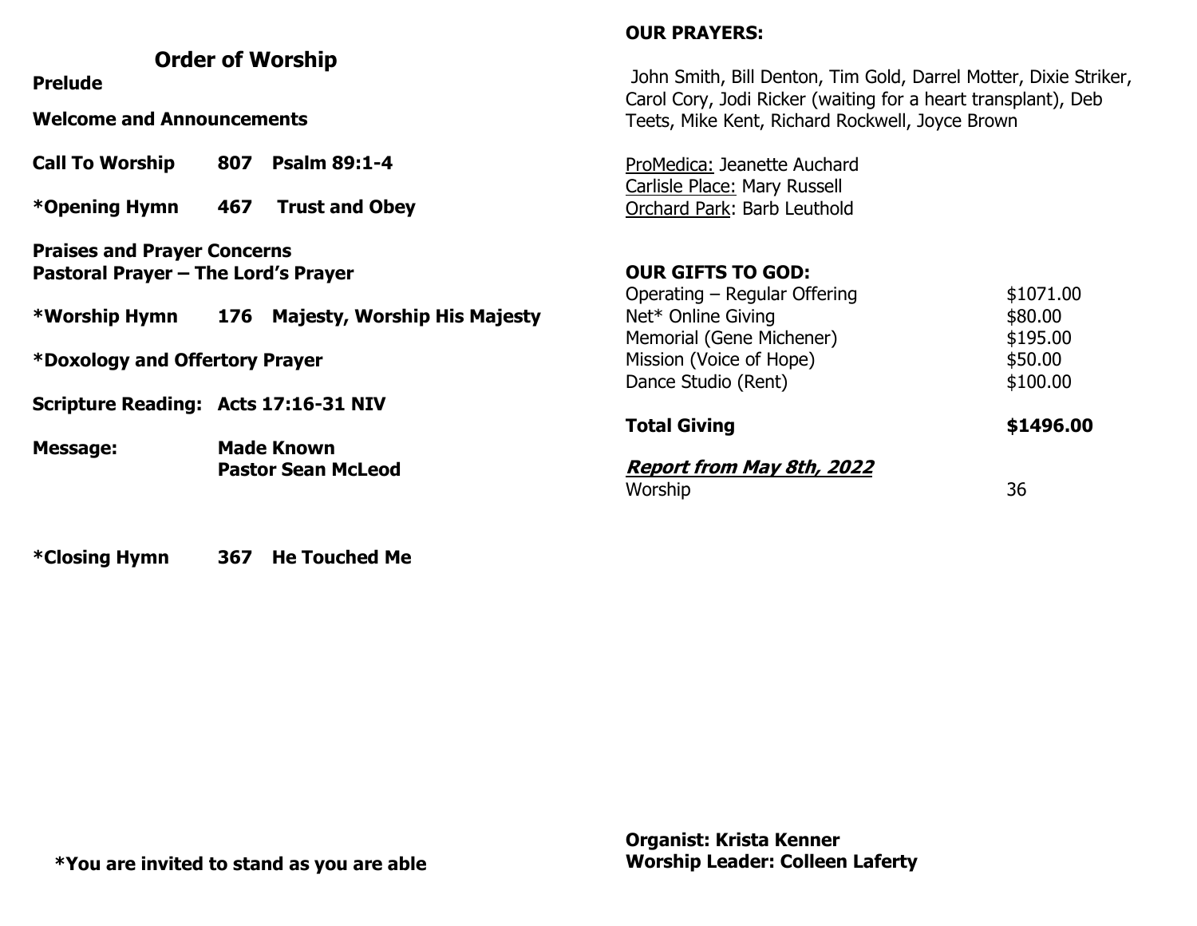## Order of Worship

**Prelude**

**Welcome and Announcements**

**Call To Worship 807 Psalm 89:1-4**

***Opening Hymn 467 Trust and Obey**

**Praises and Prayer Concerns**
**Pastoral Prayer – The Lord's Prayer**

***Worship Hymn 176 Majesty, Worship His Majesty**

***Doxology and Offertory Prayer**

**Scripture Reading: Acts 17:16-31 NIV**

**Message: Made Known**
**Pastor Sean McLeod**

***Closing Hymn 367 He Touched Me**

***You are invited to stand as you are able**

**OUR PRAYERS:**

John Smith, Bill Denton, Tim Gold, Darrel Motter, Dixie Striker, Carol Cory, Jodi Ricker (waiting for a heart transplant), Deb Teets, Mike Kent, Richard Rockwell, Joyce Brown

ProMedica: Jeanette Auchard
Carlisle Place: Mary Russell
Orchard Park: Barb Leuthold

**OUR GIFTS TO GOD:**

| | |
|---|---|
| Operating – Regular Offering | $1071.00 |
| Net* Online Giving | $80.00 |
| Memorial (Gene Michener) | $195.00 |
| Mission (Voice of Hope) | $50.00 |
| Dance Studio (Rent) | $100.00 |
| **Total Giving** | **$1496.00** |

***Report from May 8th, 2022***

| | |
|---|---|
| Worship | 36 |

**Organist: Krista Kenner**
**Worship Leader: Colleen Laferty**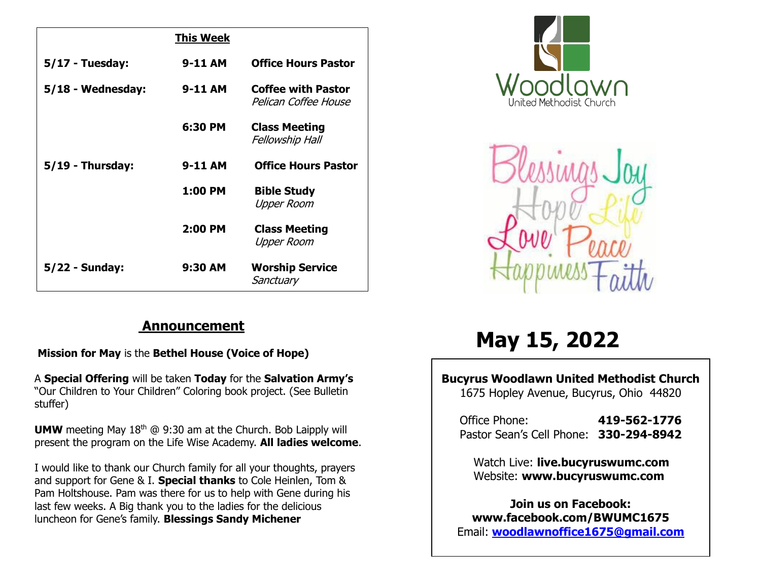## This Week

| | | |
|---|---|---|
| **5/17 - Tuesday:** | **9-11 AM** | **Office Hours Pastor** |
| **5/18 - Wednesday:** | **9-11 AM** | **Coffee with Pastor** *Pelican Coffee House* |
| | **6:30 PM** | **Class Meeting** *Fellowship Hall* |
| **5/19 - Thursday:** | **9-11 AM** | **Office Hours Pastor** |
| | **1:00 PM** | **Bible Study** *Upper Room* |
| | **2:00 PM** | **Class Meeting** *Upper Room* |
| **5/22 - Sunday:** | **9:30 AM** | **Worship Service** *Sanctuary* |

## Announcement

**Mission for May** is the **Bethel House (Voice of Hope)**

A **Special Offering** will be taken **Today** for the **Salvation Army's** "Our Children to Your Children" Coloring book project. (See Bulletin stuffer)

**UMW** meeting May 18th @ 9:30 am at the Church. Bob Laipply will present the program on the Life Wise Academy. **All ladies welcome**.

I would like to thank our Church family for all your thoughts, prayers and support for Gene & I. **Special thanks** to Cole Heinlen, Tom & Pam Holtshouse. Pam was there for us to help with Gene during his last few weeks. A Big thank you to the ladies for the delicious luncheon for Gene's family. **Blessings Sandy Michener**

Woodlawn United Methodist Church

Blessings Joy Hope Life Love Peace Happiness Faith

# May 15, 2022

**Bucyrus Woodlawn United Methodist Church**
1675 Hopley Avenue, Bucyrus, Ohio 44820

Office Phone: **419-562-1776**
Pastor Sean's Cell Phone: **330-294-8942**

Watch Live: **live.bucyruswumc.com**
Website: **www.bucyruswumc.com**

**Join us on Facebook:**
**www.facebook.com/BWUMC1675**
Email: **woodlawnoffice1675@gmail.com**